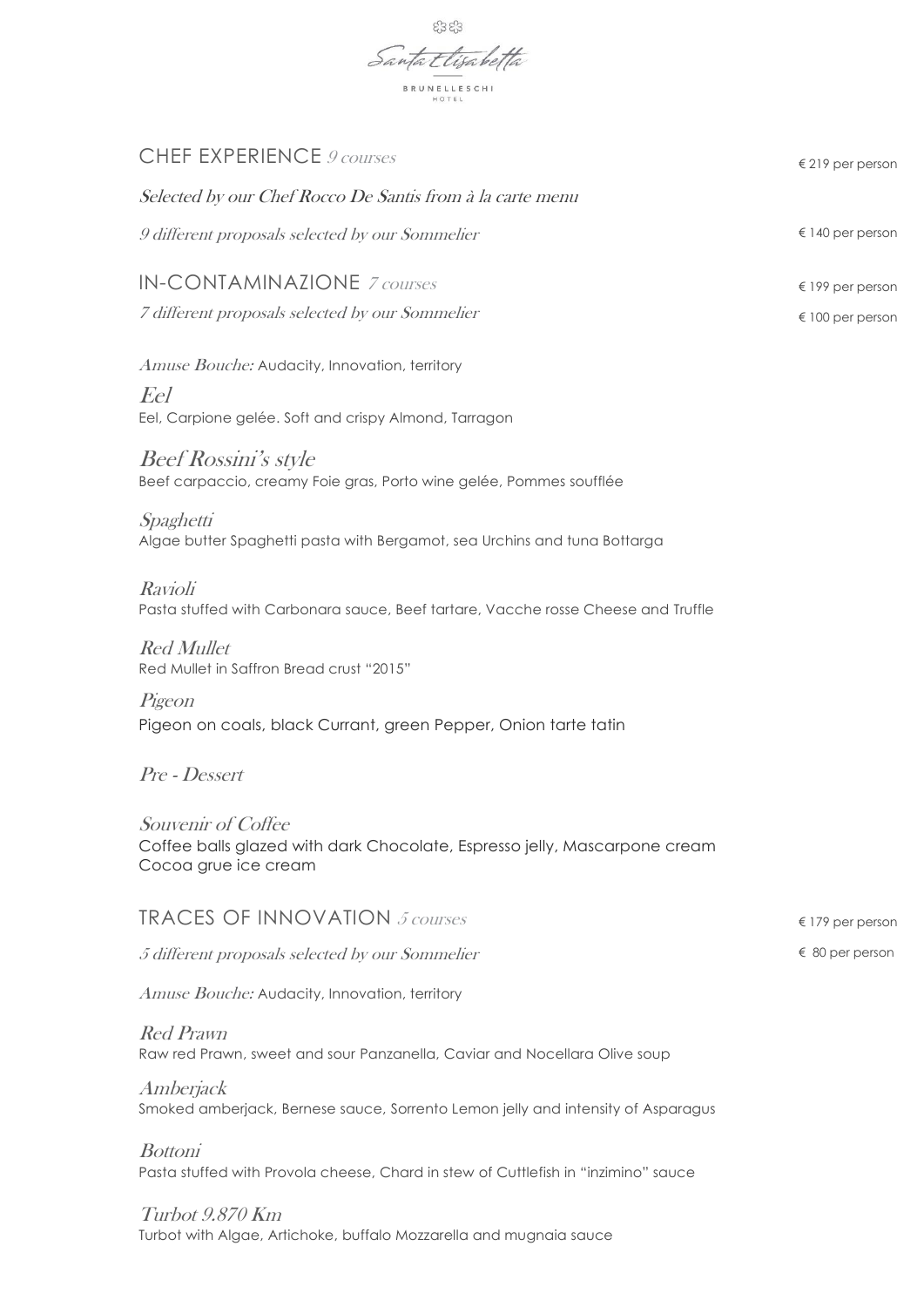Santa Elisabetta

BRUNELLESCHI HOTEL

## CHEF EXPERIENCE *9 courses*

€ 219 per person

*Selected by our Chef Rocco De Santis from à la carte menu*

*9 different proposals selected by our Sommelier* — € 140 per person

## IN-CONTAMINAZIONE *7 courses*

€ 199 per person

*7 different proposals selected by our Sommelier* — € 100 per person

*Amuse Bouche:* Audacity, Innovation, territory

*Eel*
Eel, Carpione gelée. Soft and crispy Almond, Tarragon

*Beef Rossini's style*
Beef carpaccio, creamy Foie gras, Porto wine gelée, Pommes soufflée

*Spaghetti*
Algae butter Spaghetti pasta with Bergamot, sea Urchins and tuna Bottarga

*Ravioli*
Pasta stuffed with Carbonara sauce, Beef tartare, Vacche rosse Cheese and Truffle

*Red Mullet*
Red Mullet in Saffron Bread crust "2015"

*Pigeon*
Pigeon on coals, black Currant, green Pepper, Onion tarte tatin

*Pre - Dessert*

*Souvenir of Coffee*
Coffee balls glazed with dark Chocolate, Espresso jelly, Mascarpone cream
Cocoa grue ice cream

## TRACES OF INNOVATION *5 courses*

€ 179 per person

*5 different proposals selected by our Sommelier* — € 80 per person

*Amuse Bouche:* Audacity, Innovation, territory

*Red Prawn*
Raw red Prawn, sweet and sour Panzanella, Caviar and Nocellara Olive soup

*Amberjack*
Smoked amberjack, Bernese sauce, Sorrento Lemon jelly and intensity of Asparagus

*Bottoni*
Pasta stuffed with Provola cheese, Chard in stew of Cuttlefish in "inzimino" sauce

*Turbot 9.870 Km*
Turbot with Algae, Artichoke, buffalo Mozzarella and mugnaia sauce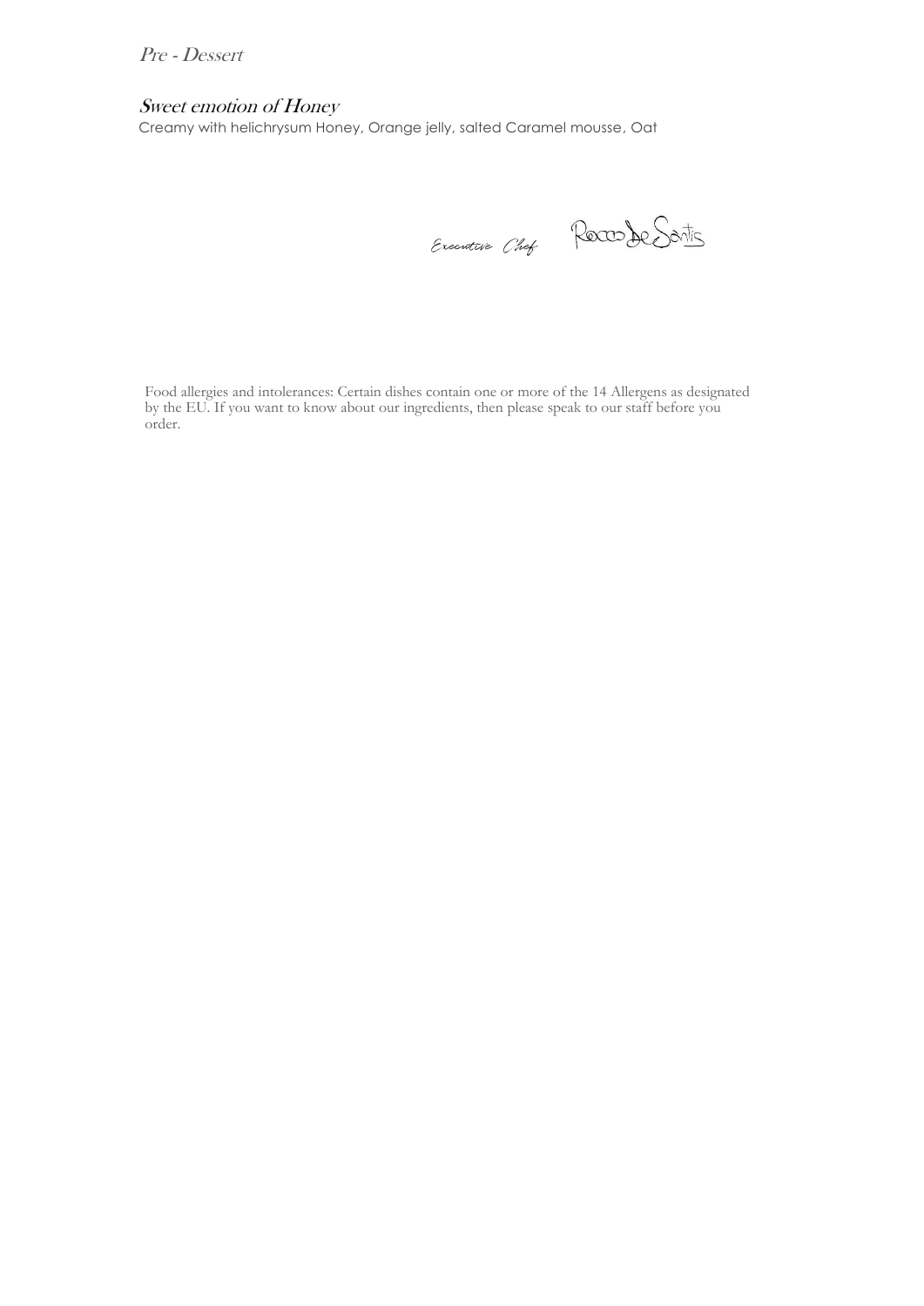## Pre - Dessert

### Sweet emotion of Honey

Creamy with helichrysum Honey, Orange jelly, salted Caramel mousse, Oat

*Executive Chef* Rocco De Santis

Food allergies and intolerances: Certain dishes contain one or more of the 14 Allergens as designated by the EU. If you want to know about our ingredients, then please speak to our staff before you order.